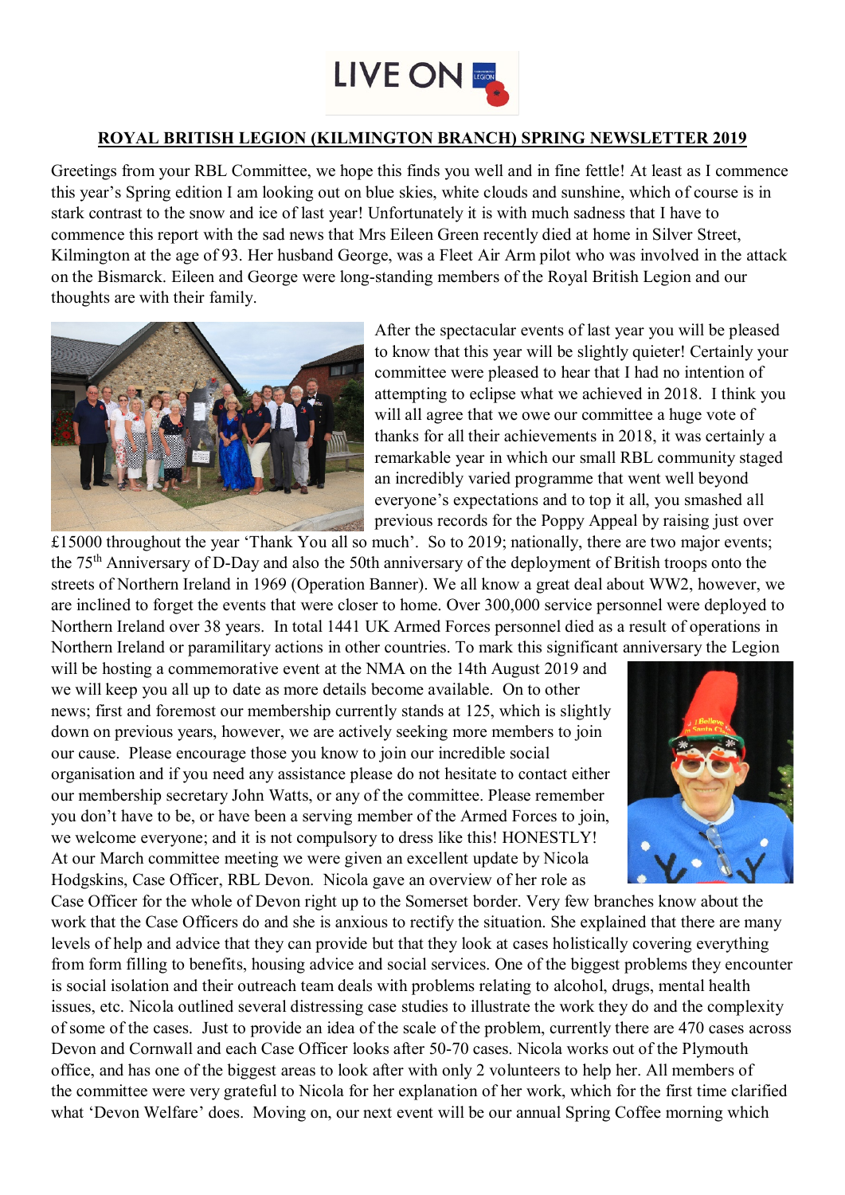LIVE ON

**ROYAL BRITISH LEGION (KILMINGTON BRANCH) SPRING NEWSLETTER 2019**

Greetings from your RBL Committee, we hope this finds you well and in fine fettle! At least as I commence this year's Spring edition I am looking out on blue skies, white clouds and sunshine, which of course is in stark contrast to the snow and ice of last year! Unfortunately it is with much sadness that I have to commence this report with the sad news that Mrs Eileen Green recently died at home in Silver Street, Kilmington at the age of 93. Her husband George, was a Fleet Air Arm pilot who was involved in the attack on the Bismarck. Eileen and George were long-standing members of the Royal British Legion and our thoughts are with their family.

After the spectacular events of last year you will be pleased to know that this year will be slightly quieter! Certainly your committee were pleased to hear that I had no intention of attempting to eclipse what we achieved in 2018. I think you will all agree that we owe our committee a huge vote of thanks for all their achievements in 2018, it was certainly a remarkable year in which our small RBL community staged an incredibly varied programme that went well beyond everyone's expectations and to top it all, you smashed all previous records for the Poppy Appeal by raising just over £15000 throughout the year 'Thank You all so much'. So to 2019; nationally, there are two major events; the 75th Anniversary of D-Day and also the 50th anniversary of the deployment of British troops onto the streets of Northern Ireland in 1969 (Operation Banner). We all know a great deal about WW2, however, we are inclined to forget the events that were closer to home. Over 300,000 service personnel were deployed to Northern Ireland over 38 years. In total 1441 UK Armed Forces personnel died as a result of operations in Northern Ireland or paramilitary actions in other countries. To mark this significant anniversary the Legion will be hosting a commemorative event at the NMA on the 14th August 2019 and we will keep you all up to date as more details become available. On to other news; first and foremost our membership currently stands at 125, which is slightly down on previous years, however, we are actively seeking more members to join our cause. Please encourage those you know to join our incredible social organisation and if you need any assistance please do not hesitate to contact either our membership secretary John Watts, or any of the committee. Please remember you don't have to be, or have been a serving member of the Armed Forces to join, we welcome everyone; and it is not compulsory to dress like this! HONESTLY! At our March committee meeting we were given an excellent update by Nicola Hodgskins, Case Officer, RBL Devon. Nicola gave an overview of her role as Case Officer for the whole of Devon right up to the Somerset border. Very few branches know about the work that the Case Officers do and she is anxious to rectify the situation. She explained that there are many levels of help and advice that they can provide but that they look at cases holistically covering everything from form filling to benefits, housing advice and social services. One of the biggest problems they encounter is social isolation and their outreach team deals with problems relating to alcohol, drugs, mental health issues, etc. Nicola outlined several distressing case studies to illustrate the work they do and the complexity of some of the cases. Just to provide an idea of the scale of the problem, currently there are 470 cases across Devon and Cornwall and each Case Officer looks after 50-70 cases. Nicola works out of the Plymouth office, and has one of the biggest areas to look after with only 2 volunteers to help her. All members of the committee were very grateful to Nicola for her explanation of her work, which for the first time clarified what 'Devon Welfare' does. Moving on, our next event will be our annual Spring Coffee morning which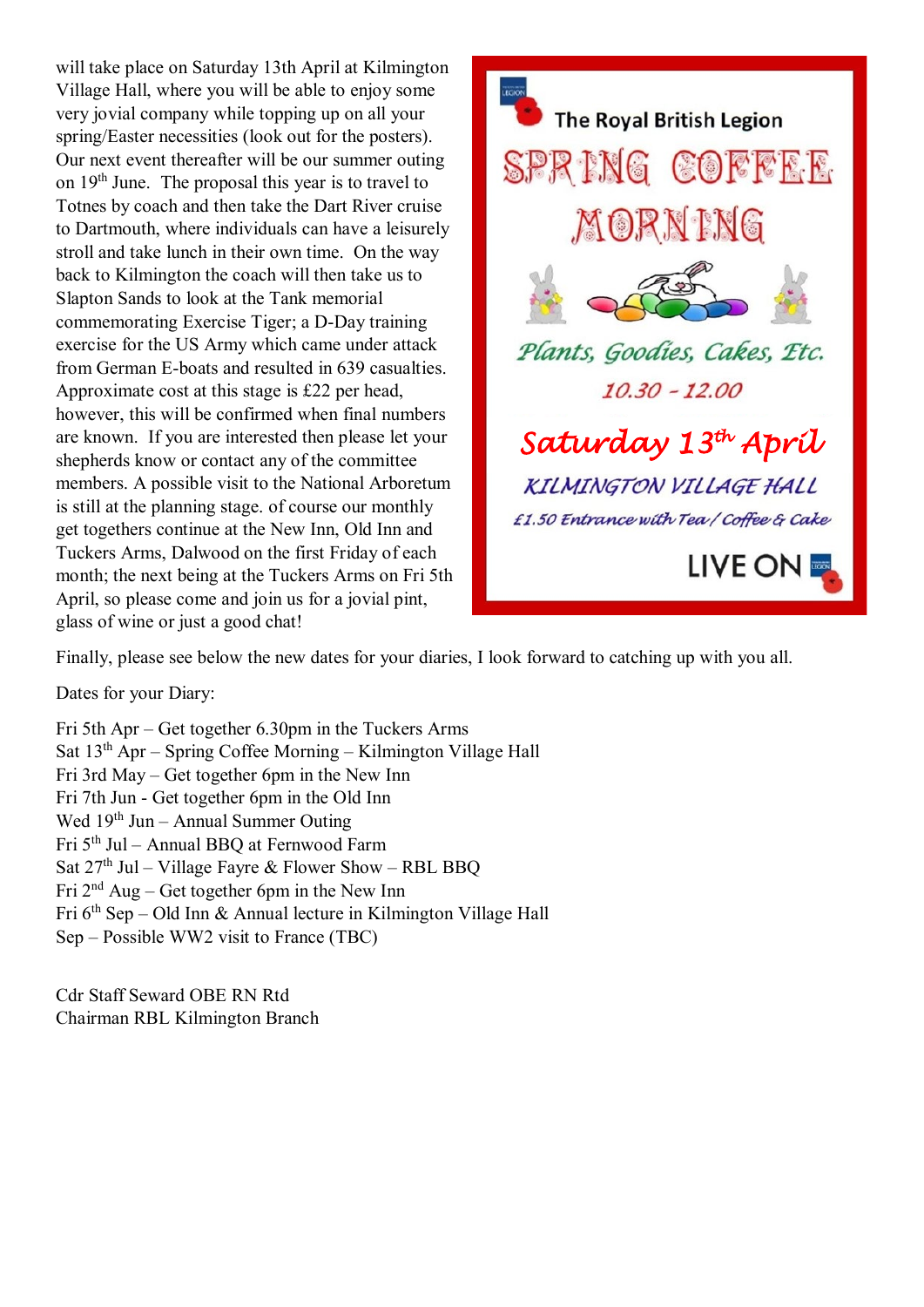will take place on Saturday 13th April at Kilmington Village Hall, where you will be able to enjoy some very jovial company while topping up on all your spring/Easter necessities (look out for the posters). Our next event thereafter will be our summer outing on 19th June. The proposal this year is to travel to Totnes by coach and then take the Dart River cruise to Dartmouth, where individuals can have a leisurely stroll and take lunch in their own time. On the way back to Kilmington the coach will then take us to Slapton Sands to look at the Tank memorial commemorating Exercise Tiger; a D-Day training exercise for the US Army which came under attack from German E-boats and resulted in 639 casualties. Approximate cost at this stage is £22 per head, however, this will be confirmed when final numbers are known. If you are interested then please let your shepherds know or contact any of the committee members. A possible visit to the National Arboretum is still at the planning stage. of course our monthly get togethers continue at the New Inn, Old Inn and Tuckers Arms, Dalwood on the first Friday of each month; the next being at the Tuckers Arms on Fri 5th April, so please come and join us for a jovial pint, glass of wine or just a good chat!

The Royal British Legion

SPRING COFFEE MORNING

Plants, Goodies, Cakes, Etc.

10.30 - 12.00

Saturday 13th April

KILMINGTON VILLAGE HALL

£1.50 Entrance with Tea / Coffee & Cake

LIVE ON

Finally, please see below the new dates for your diaries, I look forward to catching up with you all.

Dates for your Diary:

Fri 5th Apr – Get together 6.30pm in the Tuckers Arms  
Sat 13th Apr – Spring Coffee Morning – Kilmington Village Hall  
Fri 3rd May – Get together 6pm in the New Inn  
Fri 7th Jun - Get together 6pm in the Old Inn  
Wed 19th Jun – Annual Summer Outing  
Fri 5th Jul – Annual BBQ at Fernwood Farm  
Sat 27th Jul – Village Fayre & Flower Show – RBL BBQ  
Fri 2nd Aug – Get together 6pm in the New Inn  
Fri 6th Sep – Old Inn & Annual lecture in Kilmington Village Hall  
Sep – Possible WW2 visit to France (TBC)

Cdr Staff Seward OBE RN Rtd  
Chairman RBL Kilmington Branch